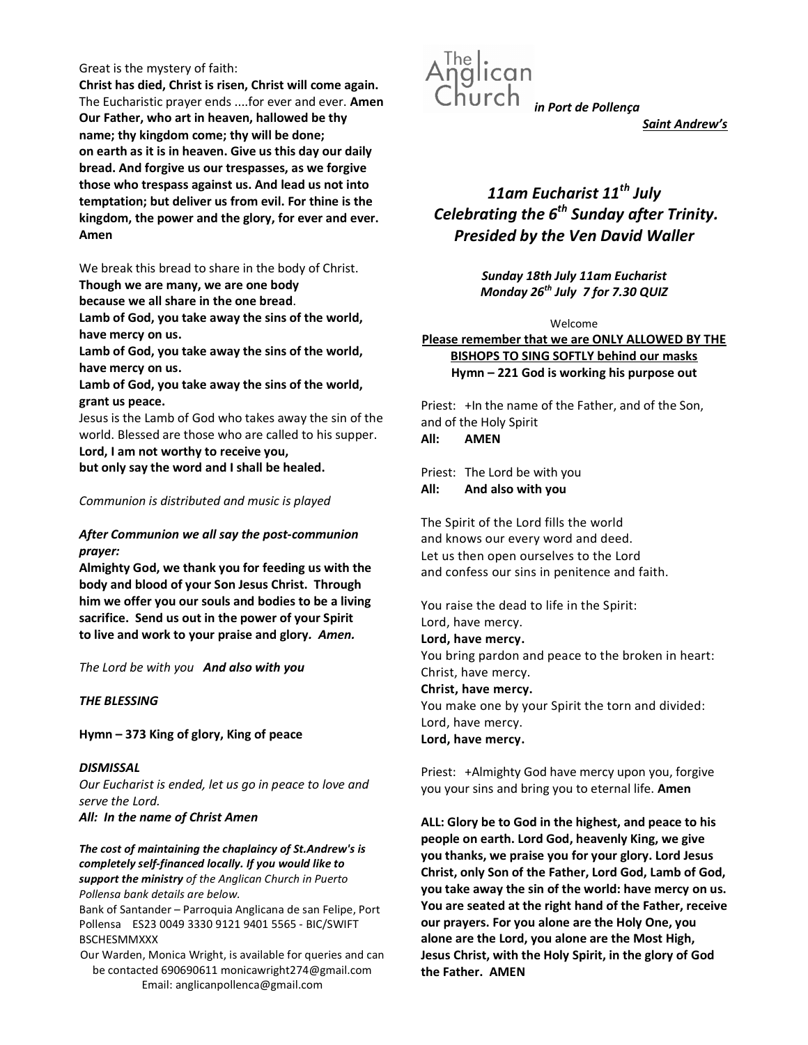Great is the mystery of faith:
**Christ has died, Christ is risen, Christ will come again.**
The Eucharistic prayer ends ....for ever and ever. **Amen**
**Our Father, who art in heaven, hallowed be thy name; thy kingdom come; thy will be done; on earth as it is in heaven. Give us this day our daily bread. And forgive us our trespasses, as we forgive those who trespass against us. And lead us not into temptation; but deliver us from evil. For thine is the kingdom, the power and the glory, for ever and ever. Amen**

We break this bread to share in the body of Christ.
**Though we are many, we are one body**
**because we all share in the one bread**.
**Lamb of God, you take away the sins of the world, have mercy on us.**
**Lamb of God, you take away the sins of the world, have mercy on us.**
**Lamb of God, you take away the sins of the world, grant us peace.**
Jesus is the Lamb of God who takes away the sin of the world. Blessed are those who are called to his supper.
**Lord, I am not worthy to receive you,**
**but only say the word and I shall be healed.**

*Communion is distributed and music is played*

***After Communion we all say the post-communion prayer:***
**Almighty God, we thank you for feeding us with the body and blood of your Son Jesus Christ. Through him we offer you our souls and bodies to be a living sacrifice. Send us out in the power of your Spirit to live and work to your praise and glory.** ***Amen.***

*The Lord be with you* ***And also with you***

***THE BLESSING***

**Hymn – 373 King of glory, King of peace**

***DISMISSAL***
*Our Eucharist is ended, let us go in peace to love and serve the Lord.*
***All: In the name of Christ Amen***

***The cost of maintaining the chaplaincy of St.Andrew's is completely self-financed locally. If you would like to support the ministry*** *of the Anglican Church in Puerto Pollensa bank details are below.*
Bank of Santander – Parroquia Anglicana de san Felipe, Port Pollensa ES23 0049 3330 9121 9401 5565 - BIC/SWIFT BSCHESMMXXX
Our Warden, Monica Wright, is available for queries and can be contacted 690690611 monicawright274@gmail.com
Email: anglicanpollenca@gmail.com

The Anglican Church ***in Port de Pollença***
***Saint Andrew's***

# *11am Eucharist 11th July Celebrating the 6th Sunday after Trinity. Presided by the Ven David Waller*

***Sunday 18th July 11am Eucharist***
***Monday 26th July 7 for 7.30 QUIZ***

Welcome
**Please remember that we are ONLY ALLOWED BY THE BISHOPS TO SING SOFTLY behind our masks**
**Hymn – 221 God is working his purpose out**

Priest: +In the name of the Father, and of the Son, and of the Holy Spirit
**All: AMEN**

Priest: The Lord be with you
**All: And also with you**

The Spirit of the Lord fills the world
and knows our every word and deed.
Let us then open ourselves to the Lord
and confess our sins in penitence and faith.

You raise the dead to life in the Spirit:
Lord, have mercy.
**Lord, have mercy.**
You bring pardon and peace to the broken in heart:
Christ, have mercy.
**Christ, have mercy.**
You make one by your Spirit the torn and divided:
Lord, have mercy.
**Lord, have mercy.**

Priest: +Almighty God have mercy upon you, forgive you your sins and bring you to eternal life. **Amen**

**ALL: Glory be to God in the highest, and peace to his people on earth. Lord God, heavenly King, we give you thanks, we praise you for your glory. Lord Jesus Christ, only Son of the Father, Lord God, Lamb of God, you take away the sin of the world: have mercy on us. You are seated at the right hand of the Father, receive our prayers. For you alone are the Holy One, you alone are the Lord, you alone are the Most High, Jesus Christ, with the Holy Spirit, in the glory of God the Father. AMEN**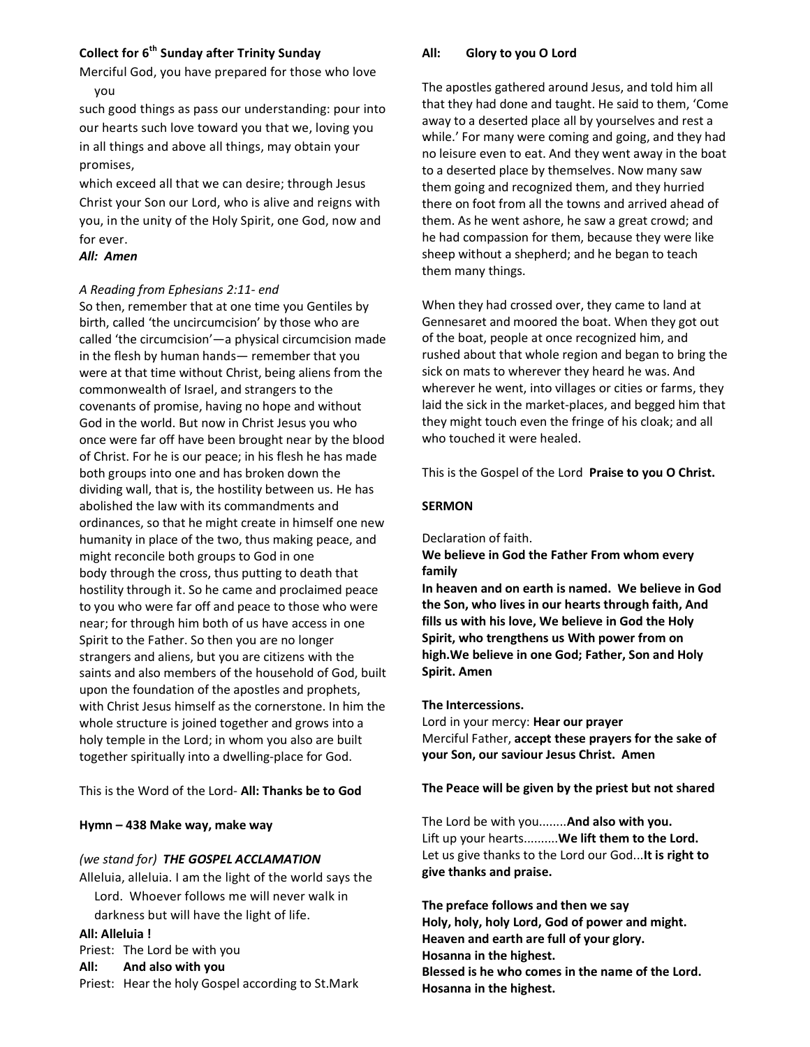**Collect for 6th Sunday after Trinity Sunday**

Merciful God, you have prepared for those who love you
such good things as pass our understanding: pour into our hearts such love toward you that we, loving you in all things and above all things, may obtain your promises,
which exceed all that we can desire; through Jesus Christ your Son our Lord, who is alive and reigns with you, in the unity of the Holy Spirit, one God, now and for ever.

***All: Amen***

*A Reading from Ephesians 2:11- end*

So then, remember that at one time you Gentiles by birth, called 'the uncircumcision' by those who are called 'the circumcision'—a physical circumcision made in the flesh by human hands— remember that you were at that time without Christ, being aliens from the commonwealth of Israel, and strangers to the covenants of promise, having no hope and without God in the world. But now in Christ Jesus you who once were far off have been brought near by the blood of Christ. For he is our peace; in his flesh he has made both groups into one and has broken down the dividing wall, that is, the hostility between us. He has abolished the law with its commandments and ordinances, so that he might create in himself one new humanity in place of the two, thus making peace, and might reconcile both groups to God in one body through the cross, thus putting to death that hostility through it. So he came and proclaimed peace to you who were far off and peace to those who were near; for through him both of us have access in one Spirit to the Father. So then you are no longer strangers and aliens, but you are citizens with the saints and also members of the household of God, built upon the foundation of the apostles and prophets, with Christ Jesus himself as the cornerstone. In him the whole structure is joined together and grows into a holy temple in the Lord; in whom you also are built together spiritually into a dwelling-place for God.

This is the Word of the Lord- **All: Thanks be to God**

**Hymn – 438 Make way, make way**

*(we stand for)* ***THE GOSPEL ACCLAMATION***

Alleluia, alleluia. I am the light of the world says the Lord. Whoever follows me will never walk in darkness but will have the light of life.

**All: Alleluia !**

Priest: The Lord be with you

**All: And also with you**

Priest: Hear the holy Gospel according to St.Mark

**All: Glory to you O Lord**

The apostles gathered around Jesus, and told him all that they had done and taught. He said to them, 'Come away to a deserted place all by yourselves and rest a while.' For many were coming and going, and they had no leisure even to eat. And they went away in the boat to a deserted place by themselves. Now many saw them going and recognized them, and they hurried there on foot from all the towns and arrived ahead of them. As he went ashore, he saw a great crowd; and he had compassion for them, because they were like sheep without a shepherd; and he began to teach them many things.

When they had crossed over, they came to land at Gennesaret and moored the boat. When they got out of the boat, people at once recognized him, and rushed about that whole region and began to bring the sick on mats to wherever they heard he was. And wherever he went, into villages or cities or farms, they laid the sick in the market-places, and begged him that they might touch even the fringe of his cloak; and all who touched it were healed.

This is the Gospel of the Lord **Praise to you O Christ.**

**SERMON**

Declaration of faith.

**We believe in God the Father From whom every family**
**In heaven and on earth is named. We believe in God the Son, who lives in our hearts through faith, And fills us with his love, We believe in God the Holy Spirit, who trengthens us With power from on high.We believe in one God; Father, Son and Holy Spirit. Amen**

**The Intercessions.**

Lord in your mercy: **Hear our prayer**
Merciful Father, **accept these prayers for the sake of your Son, our saviour Jesus Christ. Amen**

**The Peace will be given by the priest but not shared**

The Lord be with you........**And also with you.**
Lift up your hearts..........**We lift them to the Lord.**
Let us give thanks to the Lord our God...**It is right to give thanks and praise.**

**The preface follows and then we say**
**Holy, holy, holy Lord, God of power and might.**
**Heaven and earth are full of your glory.**
**Hosanna in the highest.**
**Blessed is he who comes in the name of the Lord.**
**Hosanna in the highest.**